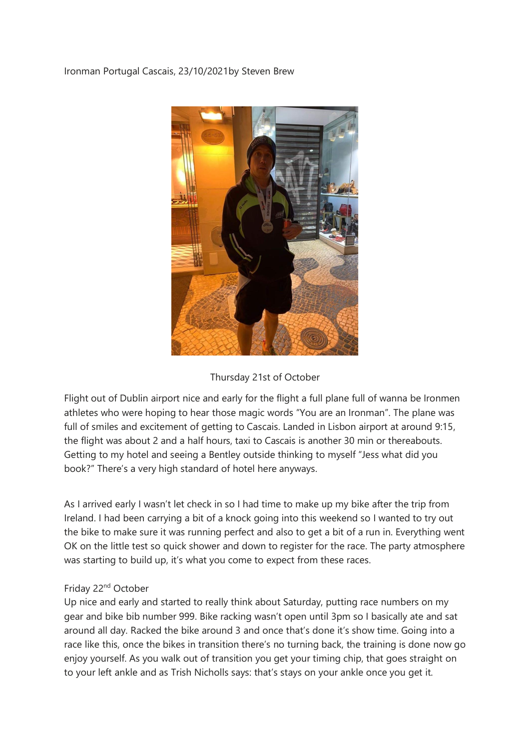Ironman Portugal Cascais, 23/10/2021by Steven Brew

Thursday 21st of October

Flight out of Dublin airport nice and early for the flight a full plane full of wanna be Ironmen athletes who were hoping to hear those magic words "You are an Ironman". The plane was full of smiles and excitement of getting to Cascais. Landed in Lisbon airport at around 9:15, the flight was about 2 and a half hours, taxi to Cascais is another 30 min or thereabouts. Getting to my hotel and seeing a Bentley outside thinking to myself "Jess what did you book?" There's a very high standard of hotel here anyways.

As I arrived early I wasn't let check in so I had time to make up my bike after the trip from Ireland. I had been carrying a bit of a knock going into this weekend so I wanted to try out the bike to make sure it was running perfect and also to get a bit of a run in. Everything went OK on the little test so quick shower and down to register for the race. The party atmosphere was starting to build up, it's what you come to expect from these races.

Friday 22nd October

Up nice and early and started to really think about Saturday, putting race numbers on my gear and bike bib number 999. Bike racking wasn't open until 3pm so I basically ate and sat around all day. Racked the bike around 3 and once that's done it's show time. Going into a race like this, once the bikes in transition there's no turning back, the training is done now go enjoy yourself. As you walk out of transition you get your timing chip, that goes straight on to your left ankle and as Trish Nicholls says: that's stays on your ankle once you get it.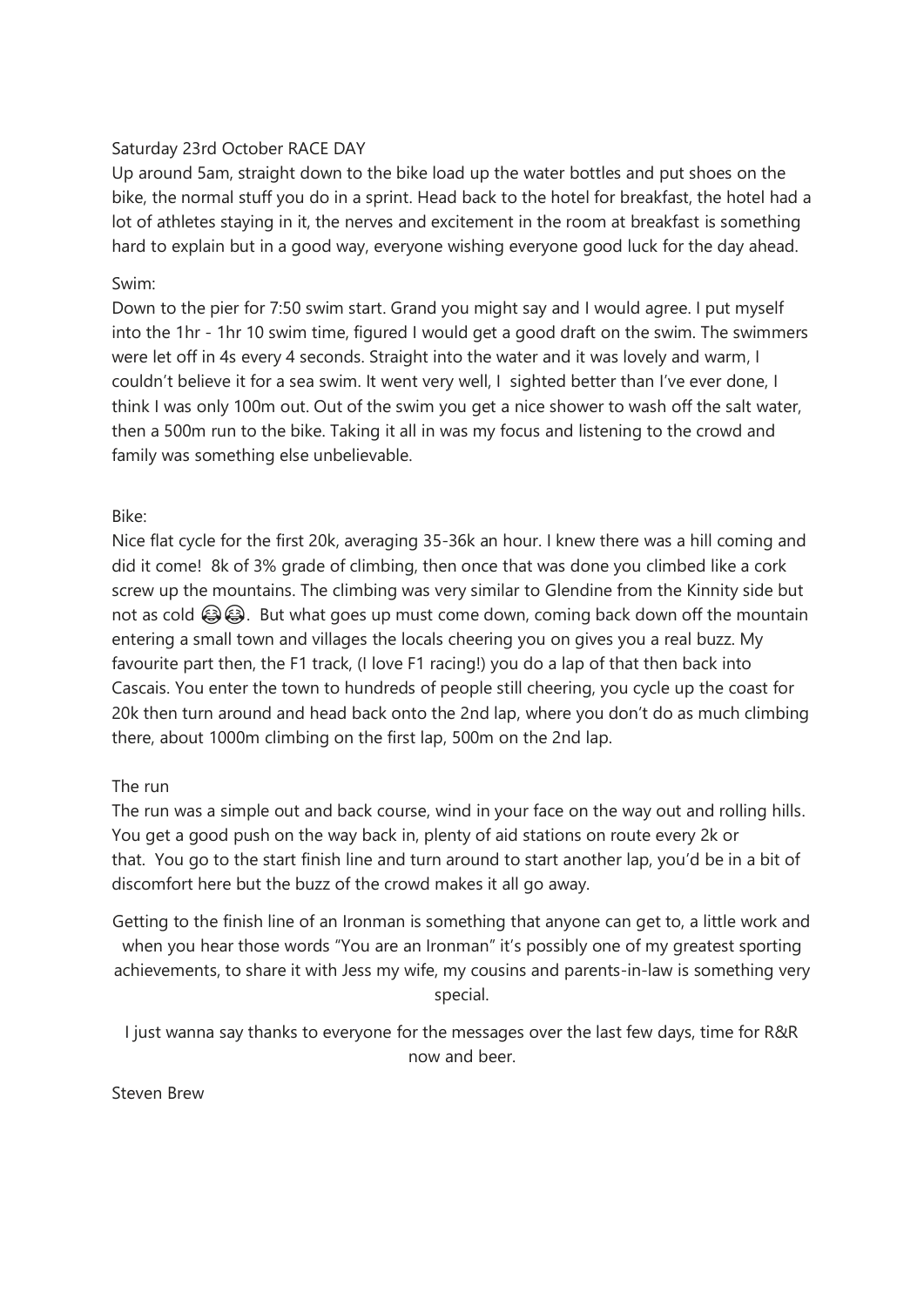Saturday 23rd October RACE DAY

Up around 5am, straight down to the bike load up the water bottles and put shoes on the bike, the normal stuff you do in a sprint. Head back to the hotel for breakfast, the hotel had a lot of athletes staying in it, the nerves and excitement in the room at breakfast is something hard to explain but in a good way, everyone wishing everyone good luck for the day ahead.

Swim:

Down to the pier for 7:50 swim start. Grand you might say and I would agree. I put myself into the 1hr - 1hr 10 swim time, figured I would get a good draft on the swim. The swimmers were let off in 4s every 4 seconds. Straight into the water and it was lovely and warm, I couldn't believe it for a sea swim. It went very well, I sighted better than I've ever done, I think I was only 100m out. Out of the swim you get a nice shower to wash off the salt water, then a 500m run to the bike. Taking it all in was my focus and listening to the crowd and family was something else unbelievable.

Bike:

Nice flat cycle for the first 20k, averaging 35-36k an hour. I knew there was a hill coming and did it come! 8k of 3% grade of climbing, then once that was done you climbed like a cork screw up the mountains. The climbing was very similar to Glendine from the Kinnity side but not as cold 😂😂. But what goes up must come down, coming back down off the mountain entering a small town and villages the locals cheering you on gives you a real buzz. My favourite part then, the F1 track, (I love F1 racing!) you do a lap of that then back into Cascais. You enter the town to hundreds of people still cheering, you cycle up the coast for 20k then turn around and head back onto the 2nd lap, where you don't do as much climbing there, about 1000m climbing on the first lap, 500m on the 2nd lap.

The run

The run was a simple out and back course, wind in your face on the way out and rolling hills. You get a good push on the way back in, plenty of aid stations on route every 2k or that. You go to the start finish line and turn around to start another lap, you'd be in a bit of discomfort here but the buzz of the crowd makes it all go away.

Getting to the finish line of an Ironman is something that anyone can get to, a little work and when you hear those words "You are an Ironman" it's possibly one of my greatest sporting achievements, to share it with Jess my wife, my cousins and parents-in-law is something very special.

I just wanna say thanks to everyone for the messages over the last few days, time for R&R now and beer.

Steven Brew